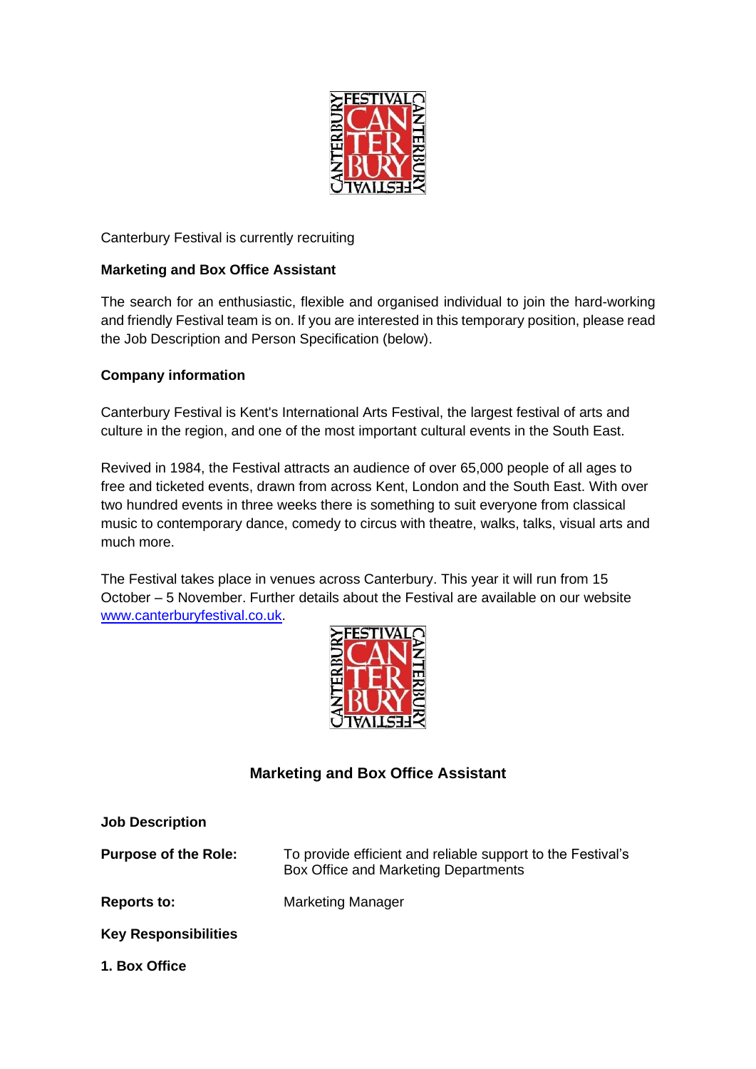Canterbury Festival is currently recruiting

**Marketing and Box Office Assistant**

The search for an enthusiastic, flexible and organised individual to join the hard-working and friendly Festival team is on. If you are interested in this temporary position, please read the Job Description and Person Specification (below).

**Company information**

Canterbury Festival is Kent's International Arts Festival, the largest festival of arts and culture in the region, and one of the most important cultural events in the South East.

Revived in 1984, the Festival attracts an audience of over 65,000 people of all ages to free and ticketed events, drawn from across Kent, London and the South East. With over two hundred events in three weeks there is something to suit everyone from classical music to contemporary dance, comedy to circus with theatre, walks, talks, visual arts and much more.

The Festival takes place in venues across Canterbury. This year it will run from 15 October – 5 November. Further details about the Festival are available on our website [www.canterburyfestival.co.uk](http://www.canterburyfestival.co.uk).

## Marketing and Box Office Assistant

**Job Description**

**Purpose of the Role:** To provide efficient and reliable support to the Festival's Box Office and Marketing Departments

**Reports to:** Marketing Manager

**Key Responsibilities**

**1. Box Office**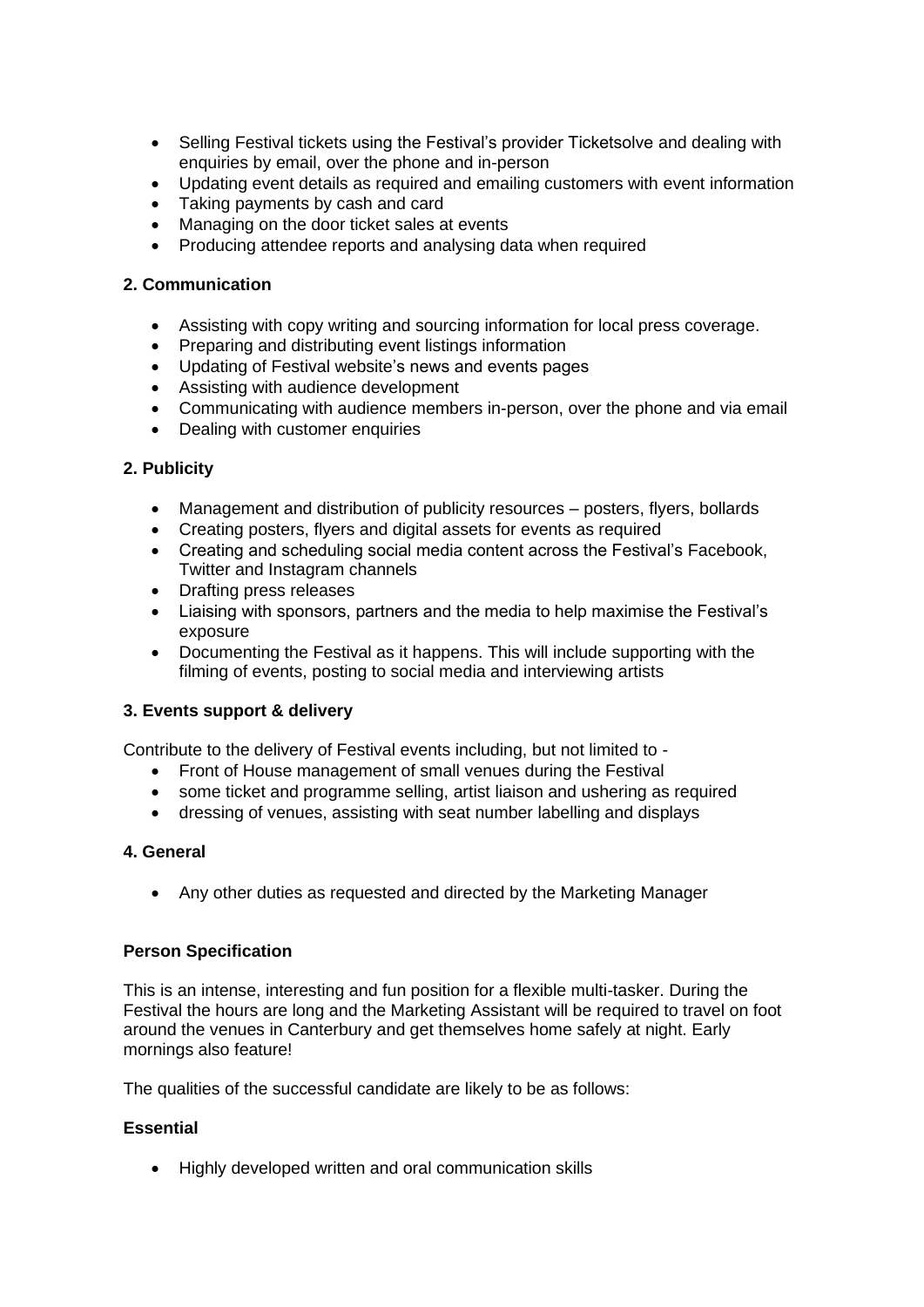- Selling Festival tickets using the Festival's provider Ticketsolve and dealing with enquiries by email, over the phone and in-person
- Updating event details as required and emailing customers with event information
- Taking payments by cash and card
- Managing on the door ticket sales at events
- Producing attendee reports and analysing data when required

**2. Communication**

- Assisting with copy writing and sourcing information for local press coverage.
- Preparing and distributing event listings information
- Updating of Festival website's news and events pages
- Assisting with audience development
- Communicating with audience members in-person, over the phone and via email
- Dealing with customer enquiries

**2. Publicity**

- Management and distribution of publicity resources – posters, flyers, bollards
- Creating posters, flyers and digital assets for events as required
- Creating and scheduling social media content across the Festival's Facebook, Twitter and Instagram channels
- Drafting press releases
- Liaising with sponsors, partners and the media to help maximise the Festival's exposure
- Documenting the Festival as it happens. This will include supporting with the filming of events, posting to social media and interviewing artists

**3. Events support & delivery**

Contribute to the delivery of Festival events including, but not limited to -

- Front of House management of small venues during the Festival
- some ticket and programme selling, artist liaison and ushering as required
- dressing of venues, assisting with seat number labelling and displays

**4. General**

- Any other duties as requested and directed by the Marketing Manager

**Person Specification**

This is an intense, interesting and fun position for a flexible multi-tasker. During the Festival the hours are long and the Marketing Assistant will be required to travel on foot around the venues in Canterbury and get themselves home safely at night. Early mornings also feature!

The qualities of the successful candidate are likely to be as follows:

**Essential**

- Highly developed written and oral communication skills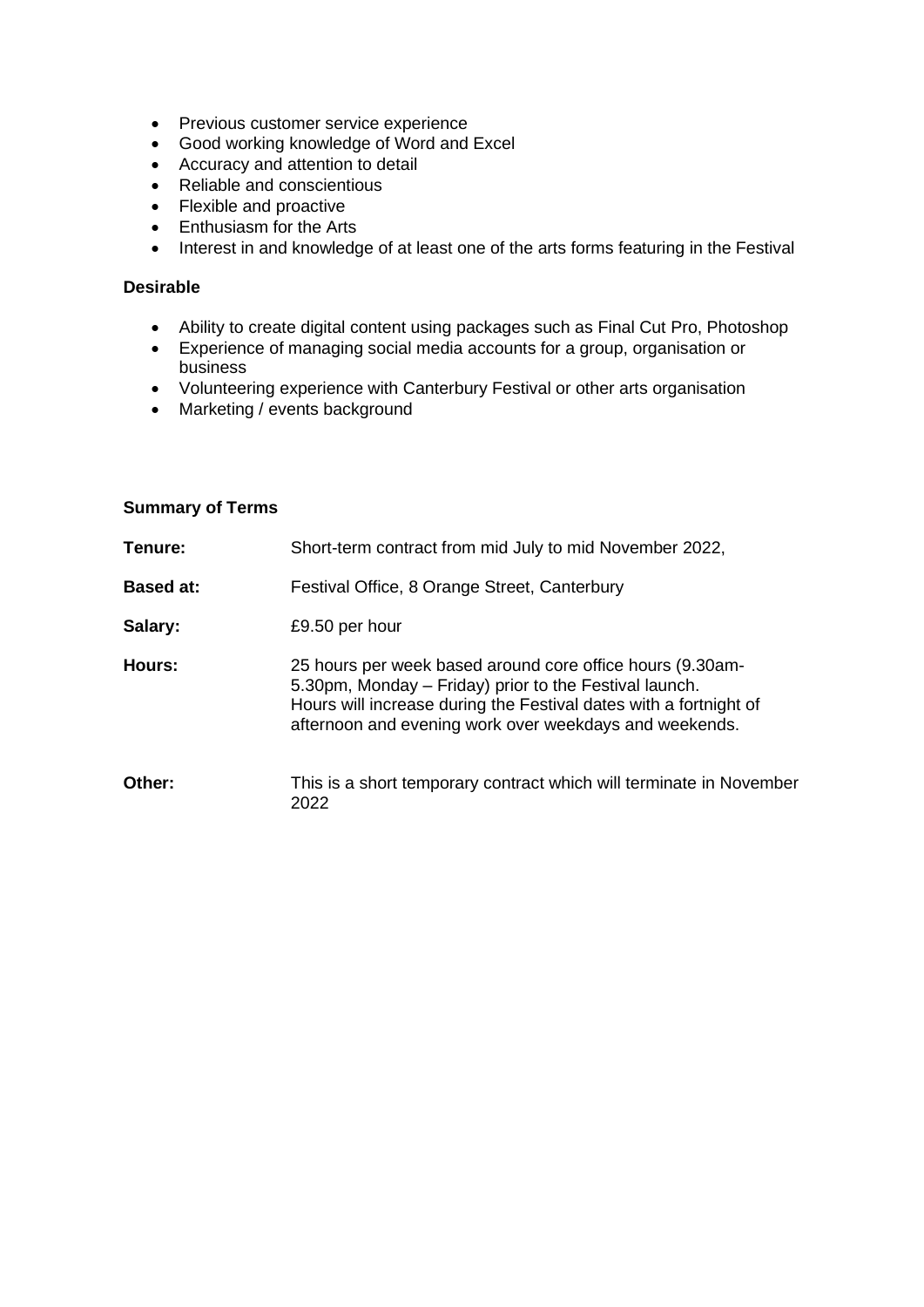- Previous customer service experience
- Good working knowledge of Word and Excel
- Accuracy and attention to detail
- Reliable and conscientious
- Flexible and proactive
- Enthusiasm for the Arts
- Interest in and knowledge of at least one of the arts forms featuring in the Festival

**Desirable**

- Ability to create digital content using packages such as Final Cut Pro, Photoshop
- Experience of managing social media accounts for a group, organisation or business
- Volunteering experience with Canterbury Festival or other arts organisation
- Marketing / events background

**Summary of Terms**

| | |
|---|---|
| **Tenure:** | Short-term contract from mid July to mid November 2022, |
| **Based at:** | Festival Office, 8 Orange Street, Canterbury |
| **Salary:** | £9.50 per hour |
| **Hours:** | 25 hours per week based around core office hours (9.30am-5.30pm, Monday – Friday) prior to the Festival launch. Hours will increase during the Festival dates with a fortnight of afternoon and evening work over weekdays and weekends. |
| **Other:** | This is a short temporary contract which will terminate in November 2022 |